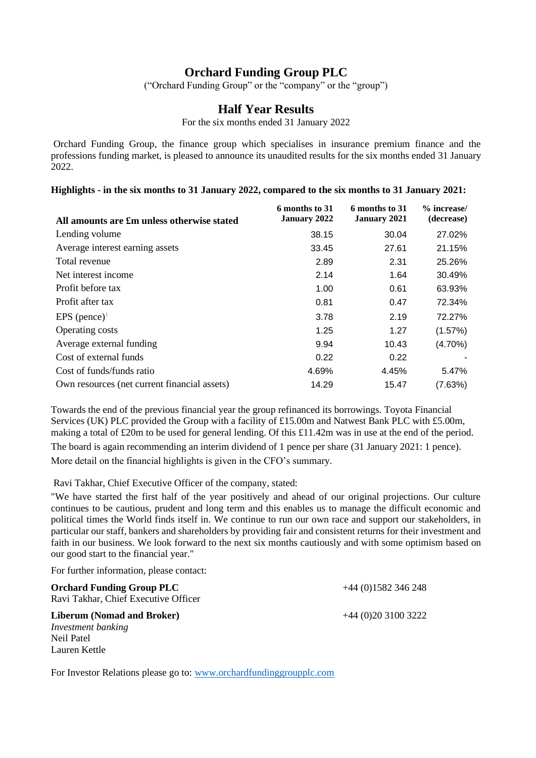# Orchard Funding Group PLC

("Orchard Funding Group" or the "company" or the "group")

## Half Year Results

For the six months ended 31 January 2022

Orchard Funding Group, the finance group which specialises in insurance premium finance and the professions funding market, is pleased to announce its unaudited results for the six months ended 31 January 2022.

**Highlights - in the six months to 31 January 2022, compared to the six months to 31 January 2021:**

| All amounts are £m unless otherwise stated | 6 months to 31 January 2022 | 6 months to 31 January 2021 | % increase/ (decrease) |
|---|---|---|---|
| Lending volume | 38.15 | 30.04 | 27.02% |
| Average interest earning assets | 33.45 | 27.61 | 21.15% |
| Total revenue | 2.89 | 2.31 | 25.26% |
| Net interest income | 2.14 | 1.64 | 30.49% |
| Profit before tax | 1.00 | 0.61 | 63.93% |
| Profit after tax | 0.81 | 0.47 | 72.34% |
| EPS (pence)[1] | 3.78 | 2.19 | 72.27% |
| Operating costs | 1.25 | 1.27 | (1.57%) |
| Average external funding | 9.94 | 10.43 | (4.70%) |
| Cost of external funds | 0.22 | 0.22 | - |
| Cost of funds/funds ratio | 4.69% | 4.45% | 5.47% |
| Own resources (net current financial assets) | 14.29 | 15.47 | (7.63%) |

Towards the end of the previous financial year the group refinanced its borrowings. Toyota Financial Services (UK) PLC provided the Group with a facility of £15.00m and Natwest Bank PLC with £5.00m, making a total of £20m to be used for general lending. Of this £11.42m was in use at the end of the period.

The board is again recommending an interim dividend of 1 pence per share (31 January 2021: 1 pence).

More detail on the financial highlights is given in the CFO's summary.

Ravi Takhar, Chief Executive Officer of the company, stated:

"We have started the first half of the year positively and ahead of our original projections. Our culture continues to be cautious, prudent and long term and this enables us to manage the difficult economic and political times the World finds itself in. We continue to run our own race and support our stakeholders, in particular our staff, bankers and shareholders by providing fair and consistent returns for their investment and faith in our business. We look forward to the next six months cautiously and with some optimism based on our good start to the financial year."

For further information, please contact:

**Orchard Funding Group PLC** +44 (0)1582 346 248
Ravi Takhar, Chief Executive Officer

**Liberum (Nomad and Broker)** +44 (0)20 3100 3222
*Investment banking*
Neil Patel
Lauren Kettle

For Investor Relations please go to: www.orchardfundinggroupplc.com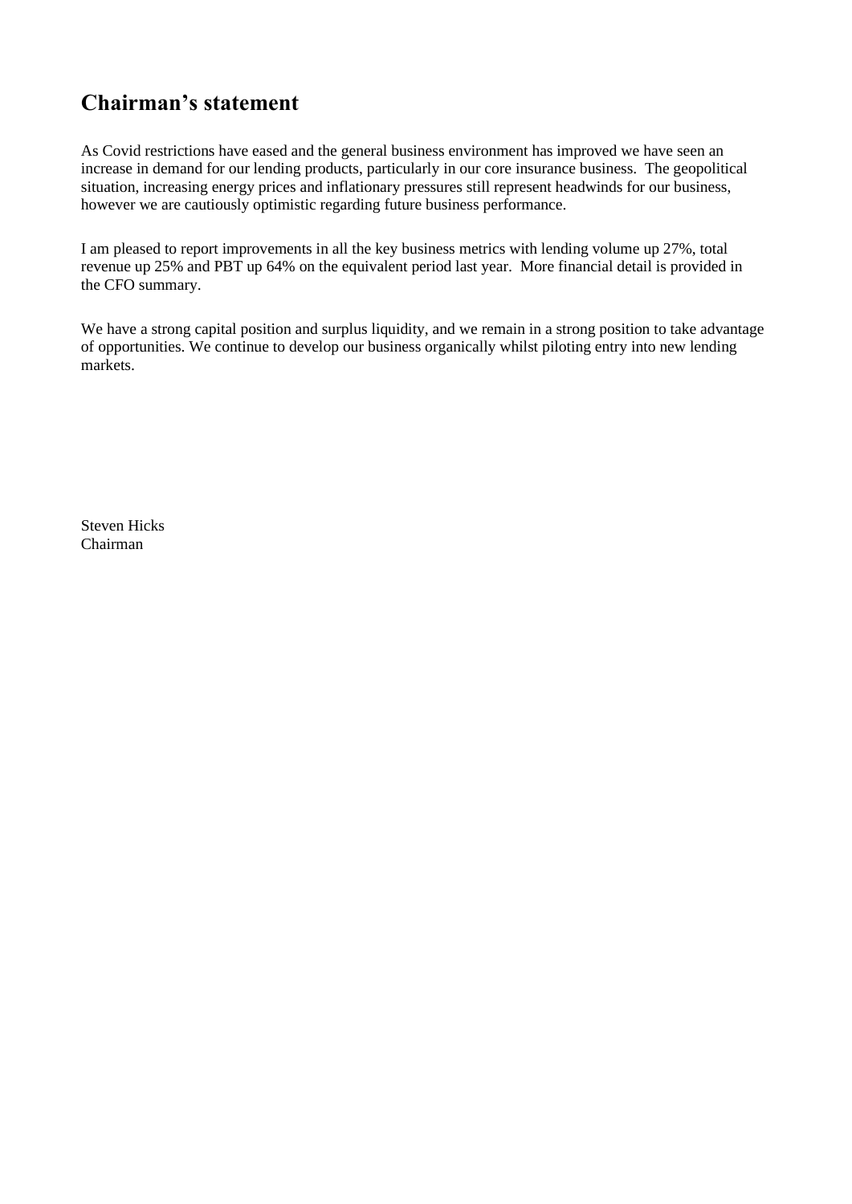## Chairman's statement

As Covid restrictions have eased and the general business environment has improved we have seen an increase in demand for our lending products, particularly in our core insurance business. The geopolitical situation, increasing energy prices and inflationary pressures still represent headwinds for our business, however we are cautiously optimistic regarding future business performance.

I am pleased to report improvements in all the key business metrics with lending volume up 27%, total revenue up 25% and PBT up 64% on the equivalent period last year. More financial detail is provided in the CFO summary.

We have a strong capital position and surplus liquidity, and we remain in a strong position to take advantage of opportunities. We continue to develop our business organically whilst piloting entry into new lending markets.

Steven Hicks
Chairman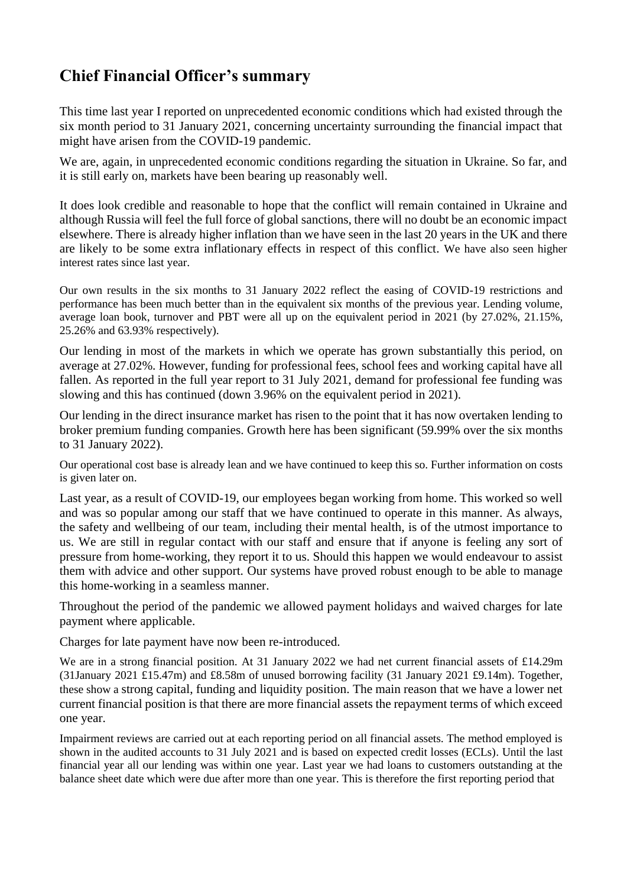## Chief Financial Officer's summary

This time last year I reported on unprecedented economic conditions which had existed through the six month period to 31 January 2021, concerning uncertainty surrounding the financial impact that might have arisen from the COVID-19 pandemic.

We are, again, in unprecedented economic conditions regarding the situation in Ukraine. So far, and it is still early on, markets have been bearing up reasonably well.

It does look credible and reasonable to hope that the conflict will remain contained in Ukraine and although Russia will feel the full force of global sanctions, there will no doubt be an economic impact elsewhere. There is already higher inflation than we have seen in the last 20 years in the UK and there are likely to be some extra inflationary effects in respect of this conflict. We have also seen higher interest rates since last year.

Our own results in the six months to 31 January 2022 reflect the easing of COVID-19 restrictions and performance has been much better than in the equivalent six months of the previous year. Lending volume, average loan book, turnover and PBT were all up on the equivalent period in 2021 (by 27.02%, 21.15%, 25.26% and 63.93% respectively).

Our lending in most of the markets in which we operate has grown substantially this period, on average at 27.02%. However, funding for professional fees, school fees and working capital have all fallen. As reported in the full year report to 31 July 2021, demand for professional fee funding was slowing and this has continued (down 3.96% on the equivalent period in 2021).

Our lending in the direct insurance market has risen to the point that it has now overtaken lending to broker premium funding companies. Growth here has been significant (59.99% over the six months to 31 January 2022).

Our operational cost base is already lean and we have continued to keep this so. Further information on costs is given later on.

Last year, as a result of COVID-19, our employees began working from home. This worked so well and was so popular among our staff that we have continued to operate in this manner. As always, the safety and wellbeing of our team, including their mental health, is of the utmost importance to us. We are still in regular contact with our staff and ensure that if anyone is feeling any sort of pressure from home-working, they report it to us. Should this happen we would endeavour to assist them with advice and other support. Our systems have proved robust enough to be able to manage this home-working in a seamless manner.

Throughout the period of the pandemic we allowed payment holidays and waived charges for late payment where applicable.

Charges for late payment have now been re-introduced.

We are in a strong financial position. At 31 January 2022 we had net current financial assets of £14.29m (31January 2021 £15.47m) and £8.58m of unused borrowing facility (31 January 2021 £9.14m). Together, these show a strong capital, funding and liquidity position. The main reason that we have a lower net current financial position is that there are more financial assets the repayment terms of which exceed one year.

Impairment reviews are carried out at each reporting period on all financial assets. The method employed is shown in the audited accounts to 31 July 2021 and is based on expected credit losses (ECLs). Until the last financial year all our lending was within one year. Last year we had loans to customers outstanding at the balance sheet date which were due after more than one year. This is therefore the first reporting period that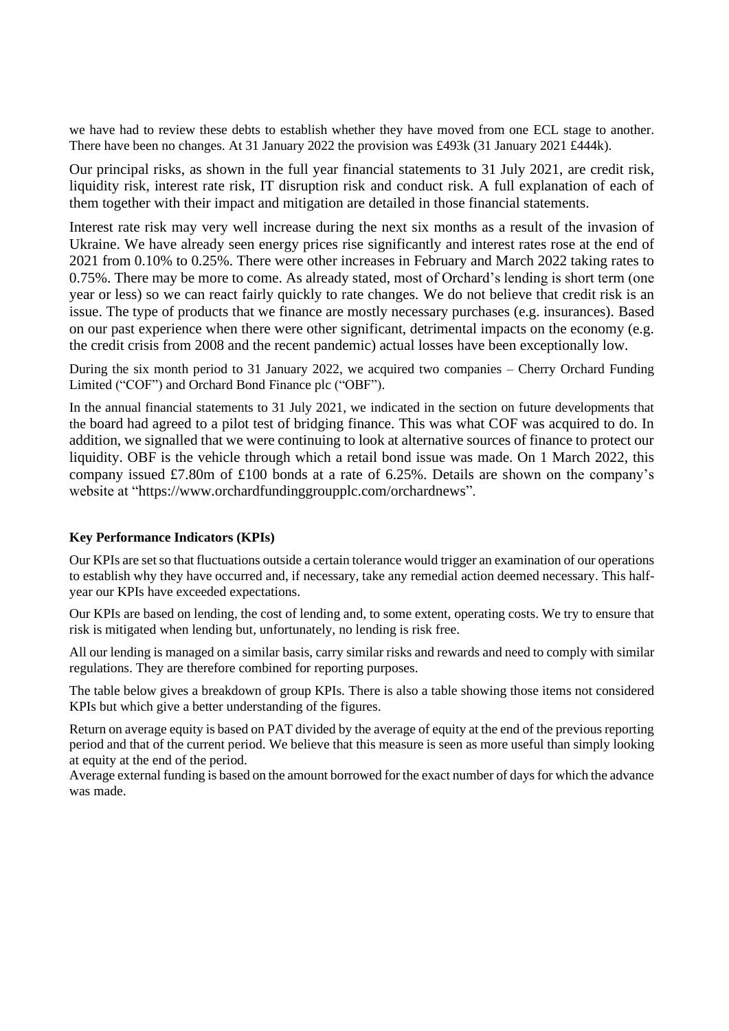we have had to review these debts to establish whether they have moved from one ECL stage to another. There have been no changes. At 31 January 2022 the provision was £493k (31 January 2021 £444k).

Our principal risks, as shown in the full year financial statements to 31 July 2021, are credit risk, liquidity risk, interest rate risk, IT disruption risk and conduct risk. A full explanation of each of them together with their impact and mitigation are detailed in those financial statements.

Interest rate risk may very well increase during the next six months as a result of the invasion of Ukraine. We have already seen energy prices rise significantly and interest rates rose at the end of 2021 from 0.10% to 0.25%. There were other increases in February and March 2022 taking rates to 0.75%. There may be more to come. As already stated, most of Orchard's lending is short term (one year or less) so we can react fairly quickly to rate changes. We do not believe that credit risk is an issue. The type of products that we finance are mostly necessary purchases (e.g. insurances). Based on our past experience when there were other significant, detrimental impacts on the economy (e.g. the credit crisis from 2008 and the recent pandemic) actual losses have been exceptionally low.

During the six month period to 31 January 2022, we acquired two companies – Cherry Orchard Funding Limited ("COF") and Orchard Bond Finance plc ("OBF").

In the annual financial statements to 31 July 2021, we indicated in the section on future developments that the board had agreed to a pilot test of bridging finance. This was what COF was acquired to do. In addition, we signalled that we were continuing to look at alternative sources of finance to protect our liquidity. OBF is the vehicle through which a retail bond issue was made. On 1 March 2022, this company issued £7.80m of £100 bonds at a rate of 6.25%. Details are shown on the company's website at "https://www.orchardfundinggroupplc.com/orchardnews".

**Key Performance Indicators (KPIs)**

Our KPIs are set so that fluctuations outside a certain tolerance would trigger an examination of our operations to establish why they have occurred and, if necessary, take any remedial action deemed necessary. This half-year our KPIs have exceeded expectations.

Our KPIs are based on lending, the cost of lending and, to some extent, operating costs. We try to ensure that risk is mitigated when lending but, unfortunately, no lending is risk free.

All our lending is managed on a similar basis, carry similar risks and rewards and need to comply with similar regulations. They are therefore combined for reporting purposes.

The table below gives a breakdown of group KPIs. There is also a table showing those items not considered KPIs but which give a better understanding of the figures.

Return on average equity is based on PAT divided by the average of equity at the end of the previous reporting period and that of the current period. We believe that this measure is seen as more useful than simply looking at equity at the end of the period.

Average external funding is based on the amount borrowed for the exact number of days for which the advance was made.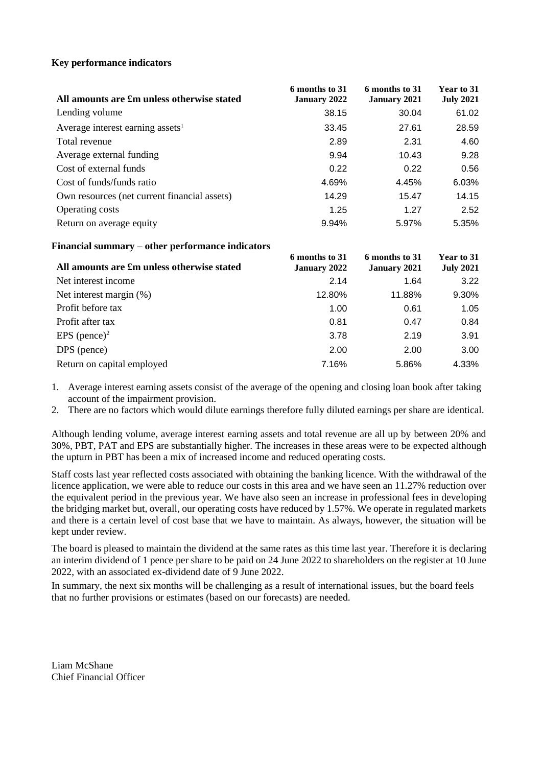**Key performance indicators**

| All amounts are £m unless otherwise stated | 6 months to 31 January 2022 | 6 months to 31 January 2021 | Year to 31 July 2021 |
|---|---|---|---|
| Lending volume | 38.15 | 30.04 | 61.02 |
| Average interest earning assets[1] | 33.45 | 27.61 | 28.59 |
| Total revenue | 2.89 | 2.31 | 4.60 |
| Average external funding | 9.94 | 10.43 | 9.28 |
| Cost of external funds | 0.22 | 0.22 | 0.56 |
| Cost of funds/funds ratio | 4.69% | 4.45% | 6.03% |
| Own resources (net current financial assets) | 14.29 | 15.47 | 14.15 |
| Operating costs | 1.25 | 1.27 | 2.52 |
| Return on average equity | 9.94% | 5.97% | 5.35% |

**Financial summary – other performance indicators**

| All amounts are £m unless otherwise stated | 6 months to 31 January 2022 | 6 months to 31 January 2021 | Year to 31 July 2021 |
|---|---|---|---|
| Net interest income | 2.14 | 1.64 | 3.22 |
| Net interest margin (%) | 12.80% | 11.88% | 9.30% |
| Profit before tax | 1.00 | 0.61 | 1.05 |
| Profit after tax | 0.81 | 0.47 | 0.84 |
| EPS (pence)[2] | 3.78 | 2.19 | 3.91 |
| DPS (pence) | 2.00 | 2.00 | 3.00 |
| Return on capital employed | 7.16% | 5.86% | 4.33% |

1. Average interest earning assets consist of the average of the opening and closing loan book after taking account of the impairment provision.
2. There are no factors which would dilute earnings therefore fully diluted earnings per share are identical.

Although lending volume, average interest earning assets and total revenue are all up by between 20% and 30%, PBT, PAT and EPS are substantially higher. The increases in these areas were to be expected although the upturn in PBT has been a mix of increased income and reduced operating costs.

Staff costs last year reflected costs associated with obtaining the banking licence. With the withdrawal of the licence application, we were able to reduce our costs in this area and we have seen an 11.27% reduction over the equivalent period in the previous year. We have also seen an increase in professional fees in developing the bridging market but, overall, our operating costs have reduced by 1.57%. We operate in regulated markets and there is a certain level of cost base that we have to maintain. As always, however, the situation will be kept under review.

The board is pleased to maintain the dividend at the same rates as this time last year. Therefore it is declaring an interim dividend of 1 pence per share to be paid on 24 June 2022 to shareholders on the register at 10 June 2022, with an associated ex-dividend date of 9 June 2022.

In summary, the next six months will be challenging as a result of international issues, but the board feels that no further provisions or estimates (based on our forecasts) are needed.

Liam McShane
Chief Financial Officer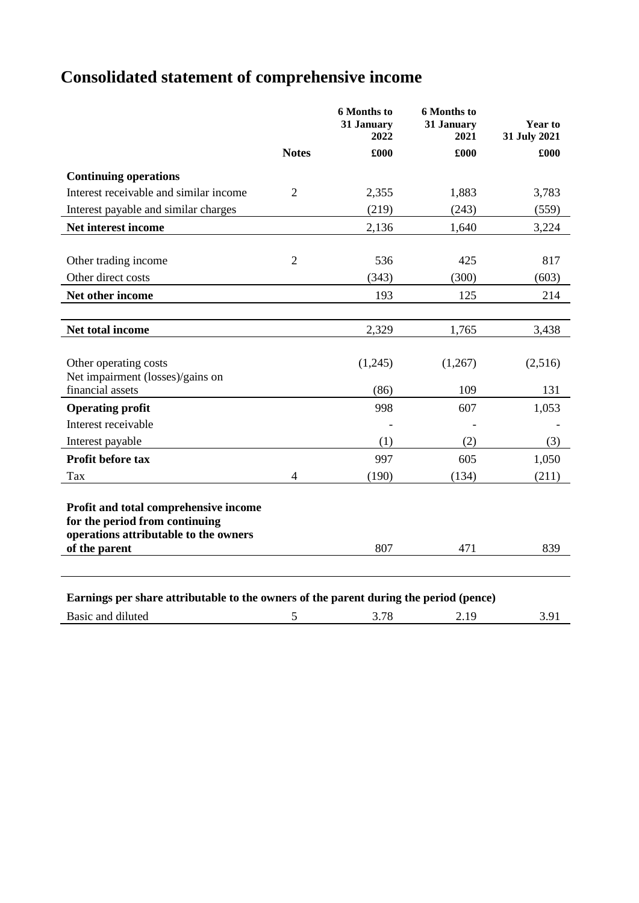# Consolidated statement of comprehensive income

| | Notes | 6 Months to 31 January 2022 £000 | 6 Months to 31 January 2021 £000 | Year to 31 July 2021 £000 |
|---|---|---|---|---|
| **Continuing operations** | | | | |
| Interest receivable and similar income | 2 | 2,355 | 1,883 | 3,783 |
| Interest payable and similar charges | | (219) | (243) | (559) |
| **Net interest income** | | 2,136 | 1,640 | 3,224 |
| | | | | |
| Other trading income | 2 | 536 | 425 | 817 |
| Other direct costs | | (343) | (300) | (603) |
| **Net other income** | | 193 | 125 | 214 |
| | | | | |
| **Net total income** | | 2,329 | 1,765 | 3,438 |
| | | | | |
| Other operating costs | | (1,245) | (1,267) | (2,516) |
| Net impairment (losses)/gains on financial assets | | (86) | 109 | 131 |
| **Operating profit** | | 998 | 607 | 1,053 |
| Interest receivable | | - | - | - |
| Interest payable | | (1) | (2) | (3) |
| **Profit before tax** | | 997 | 605 | 1,050 |
| Tax | 4 | (190) | (134) | (211) |
| | | | | |
| **Profit and total comprehensive income for the period from continuing operations attributable to the owners of the parent** | | 807 | 471 | 839 |
| | | | | |
| **Earnings per share attributable to the owners of the parent during the period (pence)** | | | | |
| Basic and diluted | 5 | 3.78 | 2.19 | 3.91 |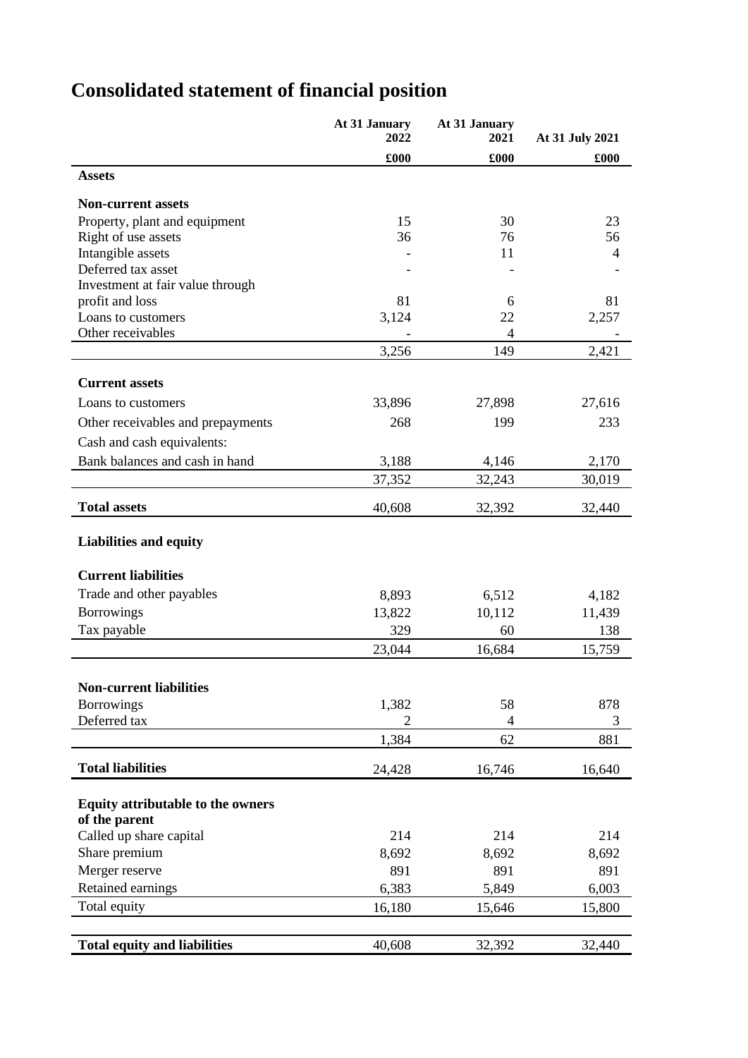# Consolidated statement of financial position

| | At 31 January 2022 | At 31 January 2021 | At 31 July 2021 |
|---|---|---|---|
| | £000 | £000 | £000 |
| **Assets** | | | |
| **Non-current assets** | | | |
| Property, plant and equipment | 15 | 30 | 23 |
| Right of use assets | 36 | 76 | 56 |
| Intangible assets | - | 11 | 4 |
| Deferred tax asset | - | - | - |
| Investment at fair value through profit and loss | 81 | 6 | 81 |
| Loans to customers | 3,124 | 22 | 2,257 |
| Other receivables | - | 4 | - |
| | 3,256 | 149 | 2,421 |
| **Current assets** | | | |
| Loans to customers | 33,896 | 27,898 | 27,616 |
| Other receivables and prepayments | 268 | 199 | 233 |
| Cash and cash equivalents: | | | |
| Bank balances and cash in hand | 3,188 | 4,146 | 2,170 |
| | 37,352 | 32,243 | 30,019 |
| **Total assets** | 40,608 | 32,392 | 32,440 |
| **Liabilities and equity** | | | |
| **Current liabilities** | | | |
| Trade and other payables | 8,893 | 6,512 | 4,182 |
| Borrowings | 13,822 | 10,112 | 11,439 |
| Tax payable | 329 | 60 | 138 |
| | 23,044 | 16,684 | 15,759 |
| **Non-current liabilities** | | | |
| Borrowings | 1,382 | 58 | 878 |
| Deferred tax | 2 | 4 | 3 |
| | 1,384 | 62 | 881 |
| **Total liabilities** | 24,428 | 16,746 | 16,640 |
| **Equity attributable to the owners of the parent** | | | |
| Called up share capital | 214 | 214 | 214 |
| Share premium | 8,692 | 8,692 | 8,692 |
| Merger reserve | 891 | 891 | 891 |
| Retained earnings | 6,383 | 5,849 | 6,003 |
| Total equity | 16,180 | 15,646 | 15,800 |
| **Total equity and liabilities** | 40,608 | 32,392 | 32,440 |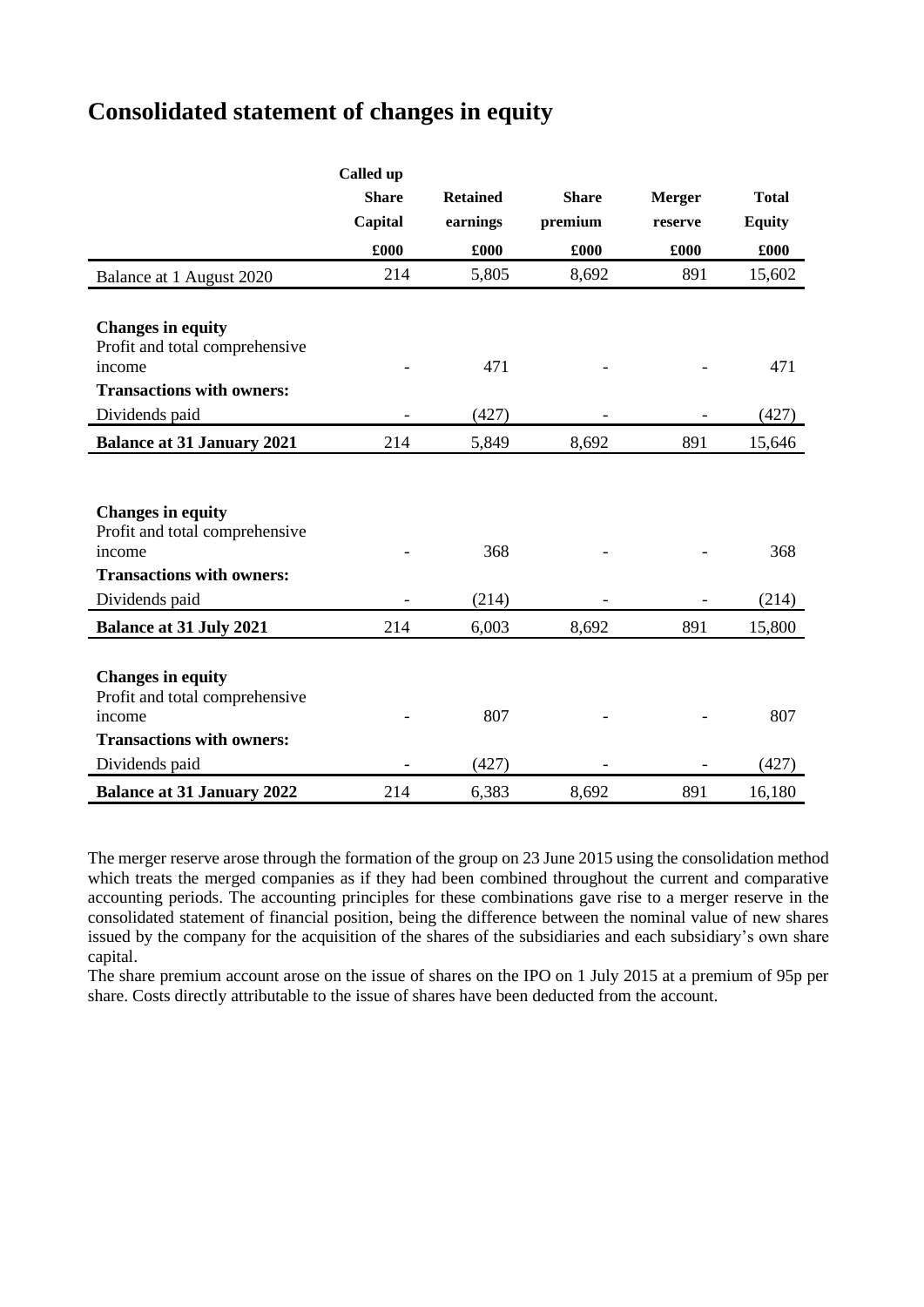# Consolidated statement of changes in equity

| | Called up Share Capital | Retained earnings | Share premium | Merger reserve | Total Equity |
|---|---|---|---|---|---|
| | £000 | £000 | £000 | £000 | £000 |
| Balance at 1 August 2020 | 214 | 5,805 | 8,692 | 891 | 15,602 |
| **Changes in equity** | | | | | |
| Profit and total comprehensive income | - | 471 | - | - | 471 |
| **Transactions with owners:** | | | | | |
| Dividends paid | - | (427) | - | - | (427) |
| **Balance at 31 January 2021** | 214 | 5,849 | 8,692 | 891 | 15,646 |
| **Changes in equity** | | | | | |
| Profit and total comprehensive income | - | 368 | - | - | 368 |
| **Transactions with owners:** | | | | | |
| Dividends paid | - | (214) | - | - | (214) |
| **Balance at 31 July 2021** | 214 | 6,003 | 8,692 | 891 | 15,800 |
| **Changes in equity** | | | | | |
| Profit and total comprehensive income | - | 807 | - | - | 807 |
| **Transactions with owners:** | | | | | |
| Dividends paid | - | (427) | - | - | (427) |
| **Balance at 31 January 2022** | 214 | 6,383 | 8,692 | 891 | 16,180 |

The merger reserve arose through the formation of the group on 23 June 2015 using the consolidation method which treats the merged companies as if they had been combined throughout the current and comparative accounting periods. The accounting principles for these combinations gave rise to a merger reserve in the consolidated statement of financial position, being the difference between the nominal value of new shares issued by the company for the acquisition of the shares of the subsidiaries and each subsidiary's own share capital.

The share premium account arose on the issue of shares on the IPO on 1 July 2015 at a premium of 95p per share. Costs directly attributable to the issue of shares have been deducted from the account.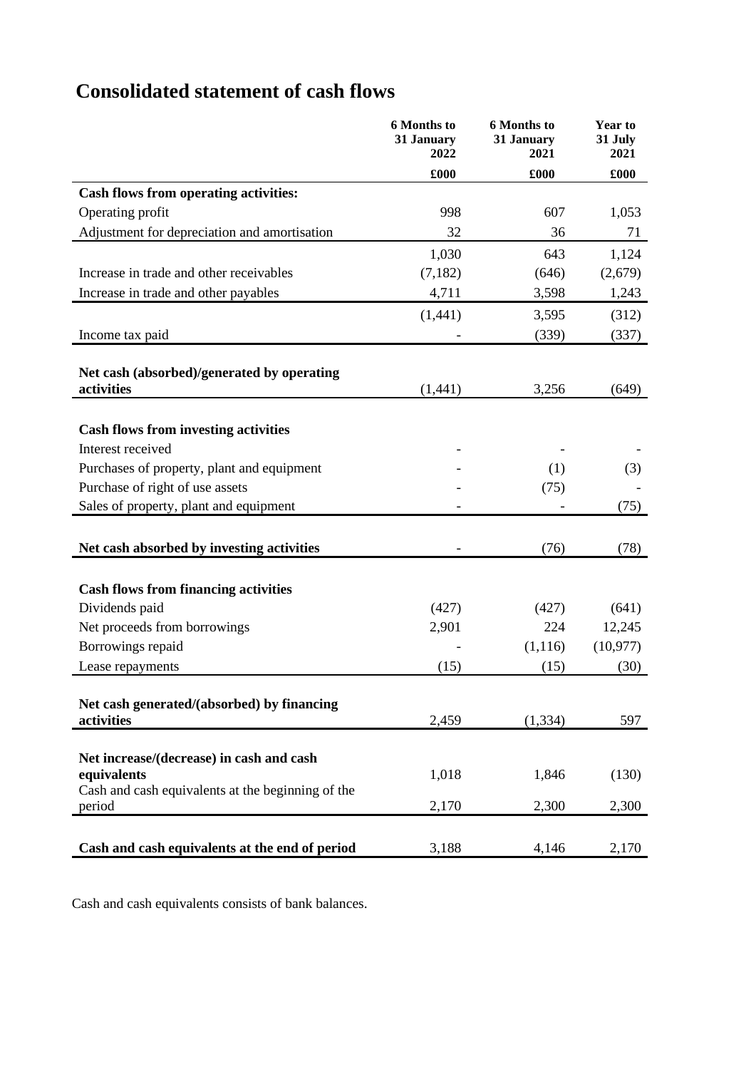# Consolidated statement of cash flows

| | 6 Months to 31 January 2022 | 6 Months to 31 January 2021 | Year to 31 July 2021 |
|---|---|---|---|
| | £000 | £000 | £000 |
| **Cash flows from operating activities:** | | | |
| Operating profit | 998 | 607 | 1,053 |
| Adjustment for depreciation and amortisation | 32 | 36 | 71 |
| | 1,030 | 643 | 1,124 |
| Increase in trade and other receivables | (7,182) | (646) | (2,679) |
| Increase in trade and other payables | 4,711 | 3,598 | 1,243 |
| | (1,441) | 3,595 | (312) |
| Income tax paid | - | (339) | (337) |
| **Net cash (absorbed)/generated by operating activities** | (1,441) | 3,256 | (649) |
| **Cash flows from investing activities** | | | |
| Interest received | - | - | - |
| Purchases of property, plant and equipment | - | (1) | (3) |
| Purchase of right of use assets | - | (75) | - |
| Sales of property, plant and equipment | - | - | (75) |
| **Net cash absorbed by investing activities** | - | (76) | (78) |
| **Cash flows from financing activities** | | | |
| Dividends paid | (427) | (427) | (641) |
| Net proceeds from borrowings | 2,901 | 224 | 12,245 |
| Borrowings repaid | - | (1,116) | (10,977) |
| Lease repayments | (15) | (15) | (30) |
| **Net cash generated/(absorbed) by financing activities** | 2,459 | (1,334) | 597 |
| **Net increase/(decrease) in cash and cash equivalents** | 1,018 | 1,846 | (130) |
| Cash and cash equivalents at the beginning of the period | 2,170 | 2,300 | 2,300 |
| **Cash and cash equivalents at the end of period** | 3,188 | 4,146 | 2,170 |

Cash and cash equivalents consists of bank balances.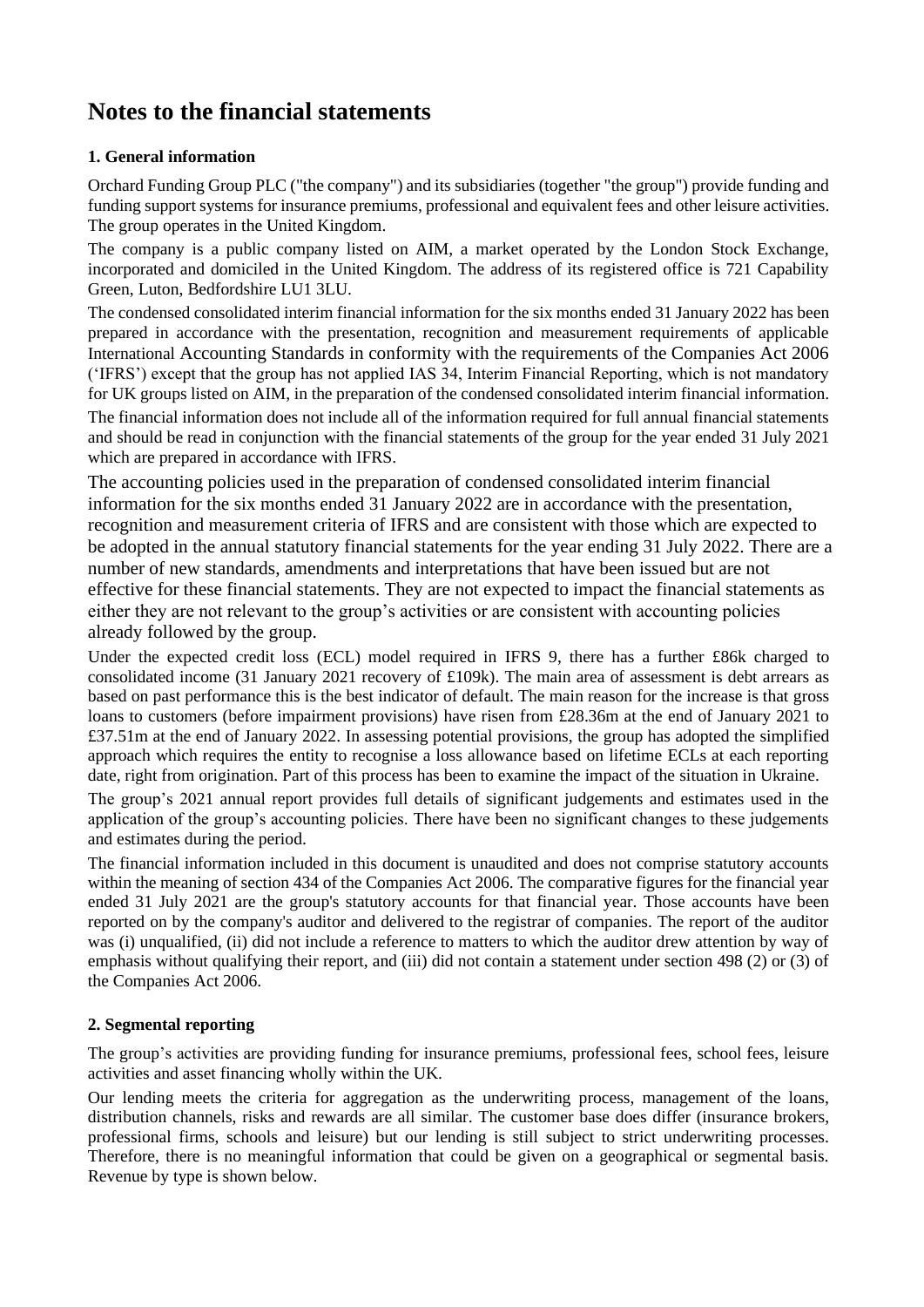# Notes to the financial statements

### 1. General information

Orchard Funding Group PLC ("the company") and its subsidiaries (together "the group") provide funding and funding support systems for insurance premiums, professional and equivalent fees and other leisure activities. The group operates in the United Kingdom.

The company is a public company listed on AIM, a market operated by the London Stock Exchange, incorporated and domiciled in the United Kingdom. The address of its registered office is 721 Capability Green, Luton, Bedfordshire LU1 3LU.

The condensed consolidated interim financial information for the six months ended 31 January 2022 has been prepared in accordance with the presentation, recognition and measurement requirements of applicable International Accounting Standards in conformity with the requirements of the Companies Act 2006 ('IFRS') except that the group has not applied IAS 34, Interim Financial Reporting, which is not mandatory for UK groups listed on AIM, in the preparation of the condensed consolidated interim financial information.

The financial information does not include all of the information required for full annual financial statements and should be read in conjunction with the financial statements of the group for the year ended 31 July 2021 which are prepared in accordance with IFRS.

The accounting policies used in the preparation of condensed consolidated interim financial information for the six months ended 31 January 2022 are in accordance with the presentation, recognition and measurement criteria of IFRS and are consistent with those which are expected to be adopted in the annual statutory financial statements for the year ending 31 July 2022. There are a number of new standards, amendments and interpretations that have been issued but are not effective for these financial statements. They are not expected to impact the financial statements as either they are not relevant to the group's activities or are consistent with accounting policies already followed by the group.

Under the expected credit loss (ECL) model required in IFRS 9, there has a further £86k charged to consolidated income (31 January 2021 recovery of £109k). The main area of assessment is debt arrears as based on past performance this is the best indicator of default. The main reason for the increase is that gross loans to customers (before impairment provisions) have risen from £28.36m at the end of January 2021 to £37.51m at the end of January 2022. In assessing potential provisions, the group has adopted the simplified approach which requires the entity to recognise a loss allowance based on lifetime ECLs at each reporting date, right from origination. Part of this process has been to examine the impact of the situation in Ukraine.

The group's 2021 annual report provides full details of significant judgements and estimates used in the application of the group's accounting policies. There have been no significant changes to these judgements and estimates during the period.

The financial information included in this document is unaudited and does not comprise statutory accounts within the meaning of section 434 of the Companies Act 2006. The comparative figures for the financial year ended 31 July 2021 are the group's statutory accounts for that financial year. Those accounts have been reported on by the company's auditor and delivered to the registrar of companies. The report of the auditor was (i) unqualified, (ii) did not include a reference to matters to which the auditor drew attention by way of emphasis without qualifying their report, and (iii) did not contain a statement under section 498 (2) or (3) of the Companies Act 2006.

### 2. Segmental reporting

The group's activities are providing funding for insurance premiums, professional fees, school fees, leisure activities and asset financing wholly within the UK.

Our lending meets the criteria for aggregation as the underwriting process, management of the loans, distribution channels, risks and rewards are all similar. The customer base does differ (insurance brokers, professional firms, schools and leisure) but our lending is still subject to strict underwriting processes. Therefore, there is no meaningful information that could be given on a geographical or segmental basis. Revenue by type is shown below.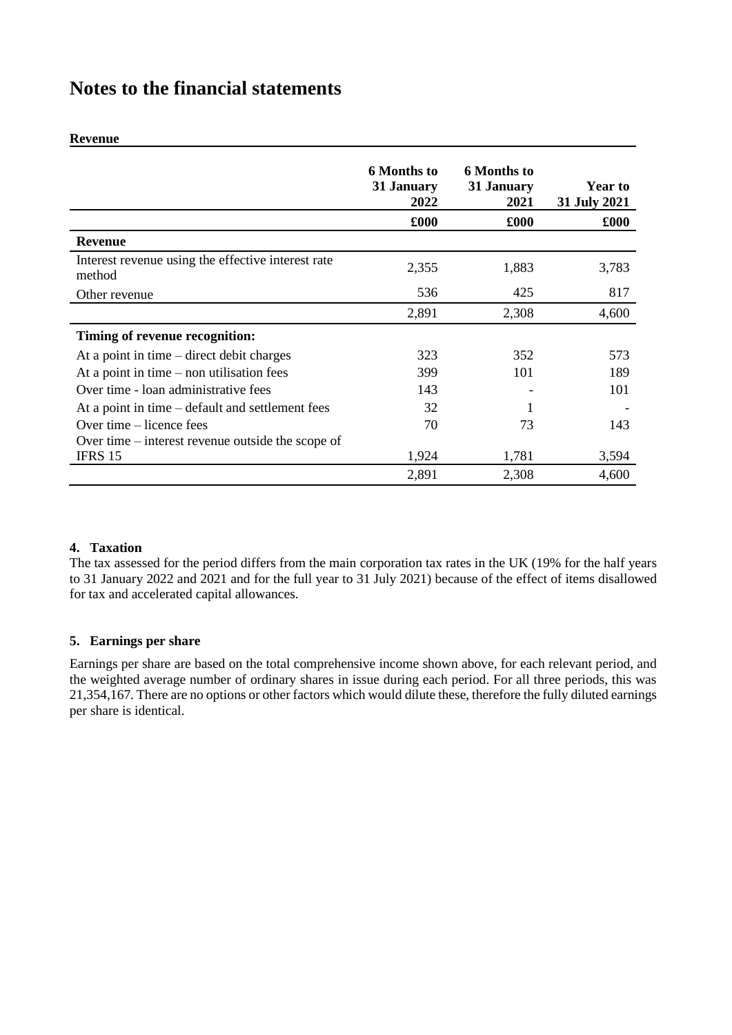# Notes to the financial statements

**Revenue**

| | 6 Months to 31 January 2022 | 6 Months to 31 January 2021 | Year to 31 July 2021 |
|---|---|---|---|
| | £000 | £000 | £000 |
| **Revenue** | | | |
| Interest revenue using the effective interest rate method | 2,355 | 1,883 | 3,783 |
| Other revenue | 536 | 425 | 817 |
| | 2,891 | 2,308 | 4,600 |
| **Timing of revenue recognition:** | | | |
| At a point in time – direct debit charges | 323 | 352 | 573 |
| At a point in time – non utilisation fees | 399 | 101 | 189 |
| Over time - loan administrative fees | 143 | - | 101 |
| At a point in time – default and settlement fees | 32 | 1 | - |
| Over time – licence fees | 70 | 73 | 143 |
| Over time – interest revenue outside the scope of IFRS 15 | 1,924 | 1,781 | 3,594 |
| | 2,891 | 2,308 | 4,600 |

**4. Taxation**

The tax assessed for the period differs from the main corporation tax rates in the UK (19% for the half years to 31 January 2022 and 2021 and for the full year to 31 July 2021) because of the effect of items disallowed for tax and accelerated capital allowances.

**5. Earnings per share**

Earnings per share are based on the total comprehensive income shown above, for each relevant period, and the weighted average number of ordinary shares in issue during each period. For all three periods, this was 21,354,167. There are no options or other factors which would dilute these, therefore the fully diluted earnings per share is identical.